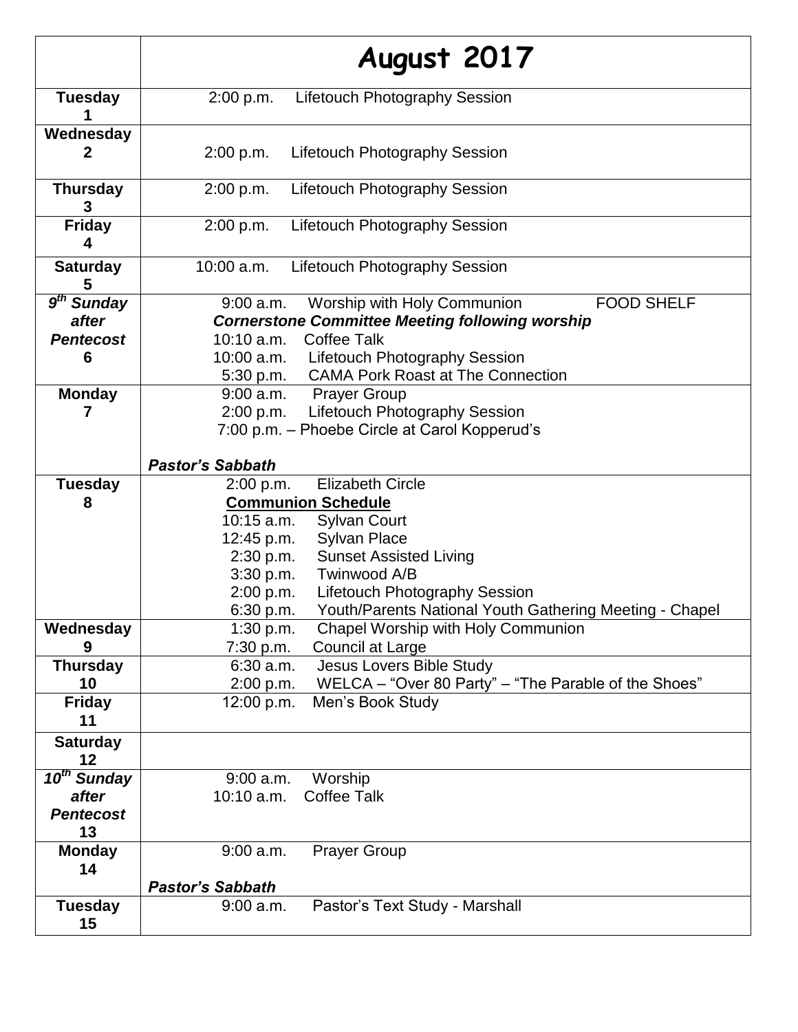| | August 2017 |
|---|---|
| **Tuesday 1** | 2:00 p.m. Lifetouch Photography Session |
| **Wednesday 2** | 2:00 p.m. Lifetouch Photography Session |
| **Thursday 3** | 2:00 p.m. Lifetouch Photography Session |
| **Friday 4** | 2:00 p.m. Lifetouch Photography Session |
| **Saturday 5** | 10:00 a.m. Lifetouch Photography Session |
| ***9th Sunday after Pentecost* 6** | 9:00 a.m. Worship with Holy Communion FOOD SHELF<br>***Cornerstone Committee Meeting following worship***<br>10:10 a.m. Coffee Talk<br>10:00 a.m. Lifetouch Photography Session<br>5:30 p.m. CAMA Pork Roast at The Connection |
| **Monday 7** | 9:00 a.m. Prayer Group<br>2:00 p.m. Lifetouch Photography Session<br>7:00 p.m. – Phoebe Circle at Carol Kopperud's<br><br>***Pastor's Sabbath*** |
| **Tuesday 8** | 2:00 p.m. Elizabeth Circle<br>**Communion Schedule**<br>10:15 a.m. Sylvan Court<br>12:45 p.m. Sylvan Place<br>2:30 p.m. Sunset Assisted Living<br>3:30 p.m. Twinwood A/B<br>2:00 p.m. Lifetouch Photography Session<br>6:30 p.m. Youth/Parents National Youth Gathering Meeting - Chapel |
| **Wednesday 9** | 1:30 p.m. Chapel Worship with Holy Communion<br>7:30 p.m. Council at Large |
| **Thursday 10** | 6:30 a.m. Jesus Lovers Bible Study<br>2:00 p.m. WELCA – "Over 80 Party" – "The Parable of the Shoes" |
| **Friday 11** | 12:00 p.m. Men's Book Study |
| **Saturday 12** | |
| ***10th Sunday after Pentecost* 13** | 9:00 a.m. Worship<br>10:10 a.m. Coffee Talk |
| **Monday 14** | 9:00 a.m. Prayer Group<br><br>***Pastor's Sabbath*** |
| **Tuesday 15** | 9:00 a.m. Pastor's Text Study - Marshall |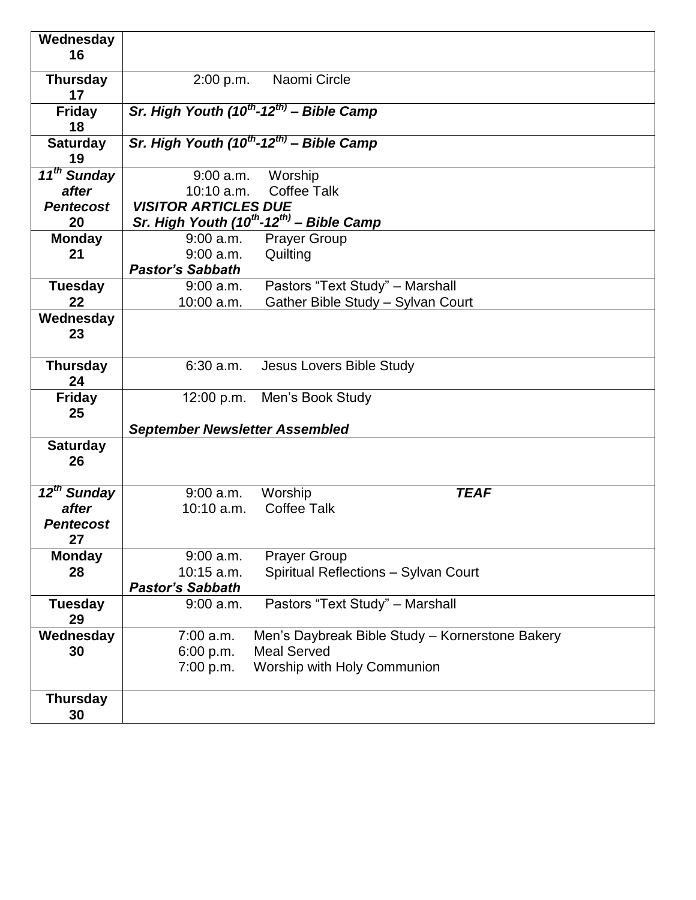| | |
|---|---|
| **Wednesday 16** | |
| **Thursday 17** | 2:00 p.m. Naomi Circle |
| **Friday 18** | ***Sr. High Youth (10th-12th) – Bible Camp*** |
| **Saturday 19** | ***Sr. High Youth (10th-12th) – Bible Camp*** |
| ***11th Sunday after Pentecost*** **20** | 9:00 a.m. Worship<br>10:10 a.m. Coffee Talk<br>***VISITOR ARTICLES DUE***<br>***Sr. High Youth (10th-12th) – Bible Camp*** |
| **Monday 21** | 9:00 a.m. Prayer Group<br>9:00 a.m. Quilting<br>***Pastor's Sabbath*** |
| **Tuesday 22** | 9:00 a.m. Pastors "Text Study" – Marshall<br>10:00 a.m. Gather Bible Study – Sylvan Court |
| **Wednesday 23** | |
| **Thursday 24** | 6:30 a.m. Jesus Lovers Bible Study |
| **Friday 25** | 12:00 p.m. Men's Book Study<br>***September Newsletter Assembled*** |
| **Saturday 26** | |
| ***12th Sunday after Pentecost*** **27** | 9:00 a.m. Worship ***TEAF***<br>10:10 a.m. Coffee Talk |
| **Monday 28** | 9:00 a.m. Prayer Group<br>10:15 a.m. Spiritual Reflections – Sylvan Court<br>***Pastor's Sabbath*** |
| **Tuesday 29** | 9:00 a.m. Pastors "Text Study" – Marshall |
| **Wednesday 30** | 7:00 a.m. Men's Daybreak Bible Study – Kornerstone Bakery<br>6:00 p.m. Meal Served<br>7:00 p.m. Worship with Holy Communion |
| **Thursday 30** | |